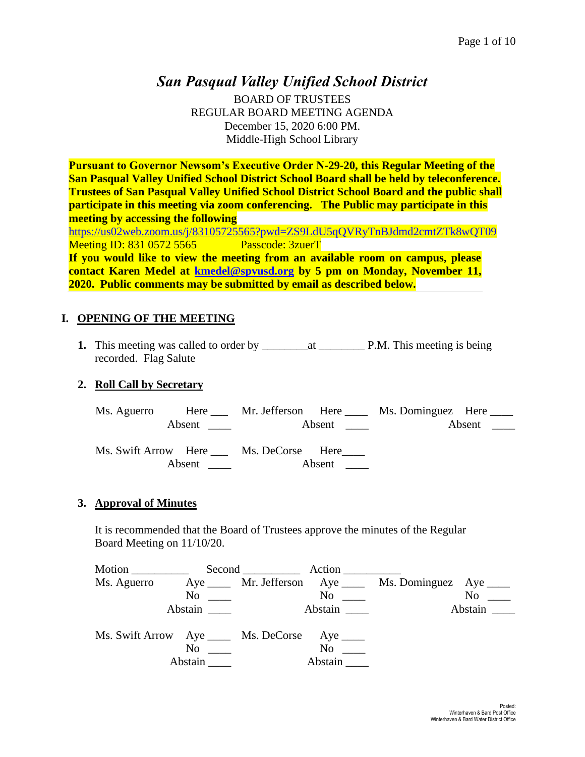# *San Pasqual Valley Unified School District*

BOARD OF TRUSTEES
REGULAR BOARD MEETING AGENDA
December 15, 2020 6:00 PM.
Middle-High School Library

**Pursuant to Governor Newsom's Executive Order N-29-20, this Regular Meeting of the San Pasqual Valley Unified School District School Board shall be held by teleconference. Trustees of San Pasqual Valley Unified School District School Board and the public shall participate in this meeting via zoom conferencing. The Public may participate in this meeting by accessing the following**
https://us02web.zoom.us/j/83105725565?pwd=ZS9LdU5qQVRyTnBJdmd2cmtZTk8wQT09
Meeting ID: 831 0572 5565 Passcode: 3zuerT
**If you would like to view the meeting from an available room on campus, please contact Karen Medel at kmedel@spvusd.org by 5 pm on Monday, November 11, 2020. Public comments may be submitted by email as described below.**

## I. OPENING OF THE MEETING

**1.** This meeting was called to order by ________at ________ P.M. This meeting is being recorded. Flag Salute

**2. Roll Call by Secretary**

| | | | | | |
|---|---|---|---|---|---|
| Ms. Aguerro | Here ___ Absent ____ | Mr. Jefferson | Here ____ Absent ____ | Ms. Dominguez | Here ____ Absent ____ |
| Ms. Swift Arrow | Here ___ Absent ____ | Ms. DeCorse | Here____ Absent ____ | | |

**3. Approval of Minutes**

It is recommended that the Board of Trustees approve the minutes of the Regular Board Meeting on 11/10/20.

Motion __________ Second __________ Action __________

| | | | | | |
|---|---|---|---|---|---|
| Ms. Aguerro | Aye ____ No ____ Abstain ____ | Mr. Jefferson | Aye ____ No ____ Abstain ____ | Ms. Dominguez | Aye ____ No ____ Abstain ____ |
| Ms. Swift Arrow | Aye ____ No ____ Abstain ____ | Ms. DeCorse | Aye ____ No ____ Abstain ____ | | |

Posted:
Winterhaven & Bard Post Office
Winterhaven & Bard Water District Office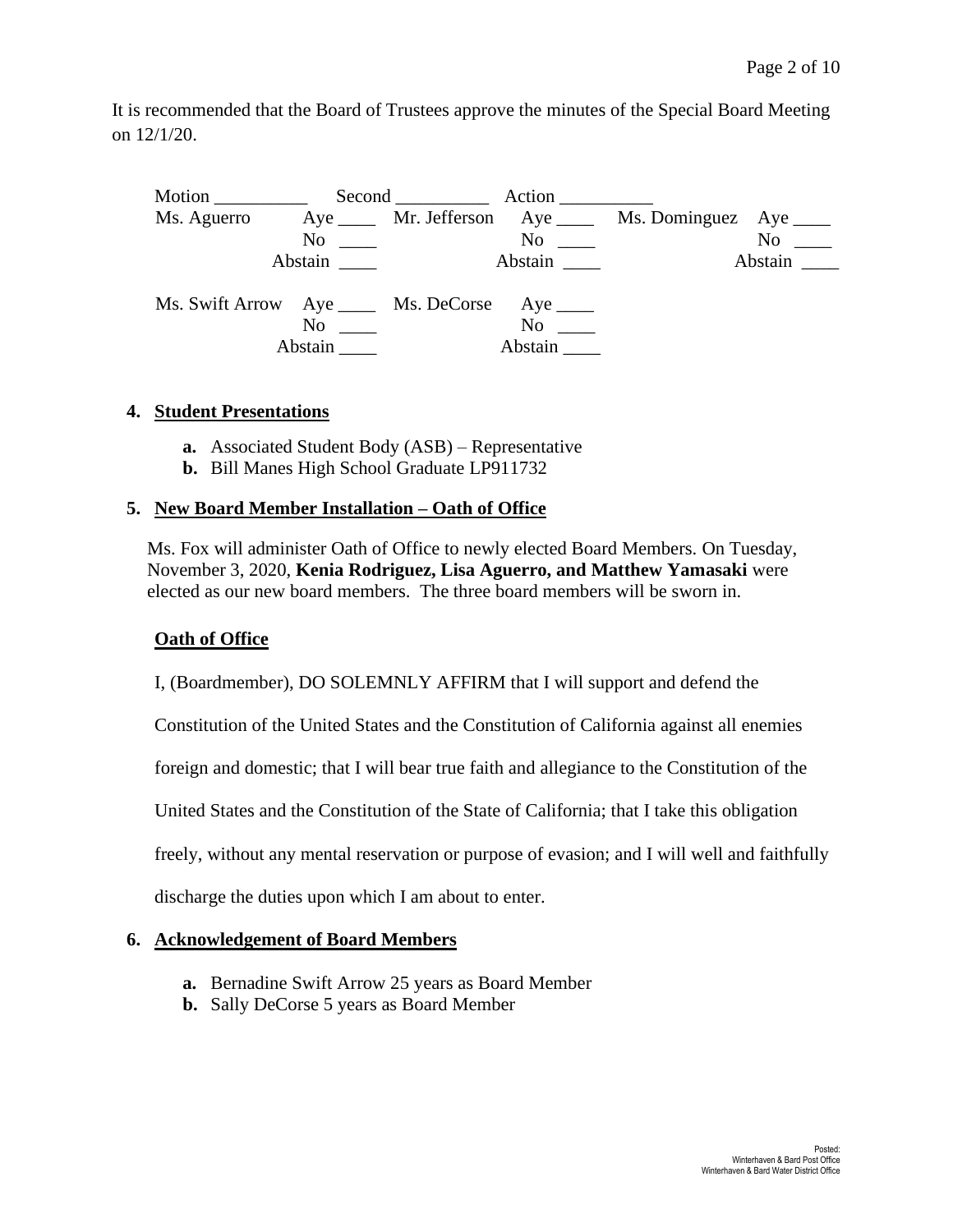It is recommended that the Board of Trustees approve the minutes of the Special Board Meeting on 12/1/20.

| | | | | | |
|---|---|---|---|---|---|
| Motion __________ | Second __________ | Action __________ | | | |
| Ms. Aguerro | Aye ____ No ____ Abstain ____ | Mr. Jefferson | Aye ____ No ____ Abstain ____ | Ms. Dominguez | Aye ____ No ____ Abstain ____ |
| Ms. Swift Arrow | Aye ____ No ____ Abstain ____ | Ms. DeCorse | Aye ____ No ____ Abstain ____ | | |

## 4. Student Presentations

- **a.** Associated Student Body (ASB) – Representative
- **b.** Bill Manes High School Graduate LP911732

## 5. New Board Member Installation – Oath of Office

Ms. Fox will administer Oath of Office to newly elected Board Members. On Tuesday, November 3, 2020, **Kenia Rodriguez, Lisa Aguerro, and Matthew Yamasaki** were elected as our new board members. The three board members will be sworn in.

### Oath of Office

I, (Boardmember), DO SOLEMNLY AFFIRM that I will support and defend the Constitution of the United States and the Constitution of California against all enemies foreign and domestic; that I will bear true faith and allegiance to the Constitution of the United States and the Constitution of the State of California; that I take this obligation freely, without any mental reservation or purpose of evasion; and I will well and faithfully discharge the duties upon which I am about to enter.

## 6. Acknowledgement of Board Members

- **a.** Bernadine Swift Arrow 25 years as Board Member
- **b.** Sally DeCorse 5 years as Board Member

Posted:
Winterhaven & Bard Post Office
Winterhaven & Bard Water District Office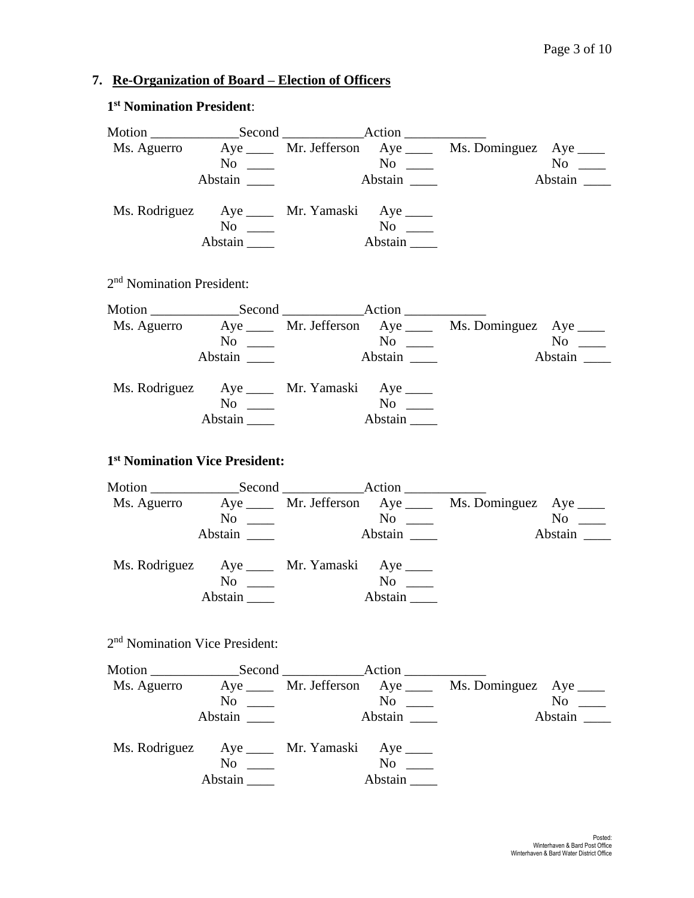## 7. Re-Organization of Board – Election of Officers

**1st Nomination President**:

Motion _____________Second ____________Action ____________

| | | | | | |
|---|---|---|---|---|---|
| Ms. Aguerro | Aye ____ | Mr. Jefferson | Aye ____ | Ms. Dominguez | Aye ____ |
| | No ____ | | No ____ | | No ____ |
| | Abstain ____ | | Abstain ____ | | Abstain ____ |
| Ms. Rodriguez | Aye ____ | Mr. Yamaski | Aye ____ | | |
| | No ____ | | No ____ | | |
| | Abstain ____ | | Abstain ____ | | |

2nd Nomination President:

Motion _____________Second ____________Action ____________

| | | | | | |
|---|---|---|---|---|---|
| Ms. Aguerro | Aye ____ | Mr. Jefferson | Aye ____ | Ms. Dominguez | Aye ____ |
| | No ____ | | No ____ | | No ____ |
| | Abstain ____ | | Abstain ____ | | Abstain ____ |
| Ms. Rodriguez | Aye ____ | Mr. Yamaski | Aye ____ | | |
| | No ____ | | No ____ | | |
| | Abstain ____ | | Abstain ____ | | |

**1st Nomination Vice President:**

Motion _____________Second ____________Action ____________

| | | | | | |
|---|---|---|---|---|---|
| Ms. Aguerro | Aye ____ | Mr. Jefferson | Aye ____ | Ms. Dominguez | Aye ____ |
| | No ____ | | No ____ | | No ____ |
| | Abstain ____ | | Abstain ____ | | Abstain ____ |
| Ms. Rodriguez | Aye ____ | Mr. Yamaski | Aye ____ | | |
| | No ____ | | No ____ | | |
| | Abstain ____ | | Abstain ____ | | |

2nd Nomination Vice President:

Motion _____________Second ____________Action ____________

| | | | | | |
|---|---|---|---|---|---|
| Ms. Aguerro | Aye ____ | Mr. Jefferson | Aye ____ | Ms. Dominguez | Aye ____ |
| | No ____ | | No ____ | | No ____ |
| | Abstain ____ | | Abstain ____ | | Abstain ____ |
| Ms. Rodriguez | Aye ____ | Mr. Yamaski | Aye ____ | | |
| | No ____ | | No ____ | | |
| | Abstain ____ | | Abstain ____ | | |

Posted:
Winterhaven & Bard Post Office
Winterhaven & Bard Water District Office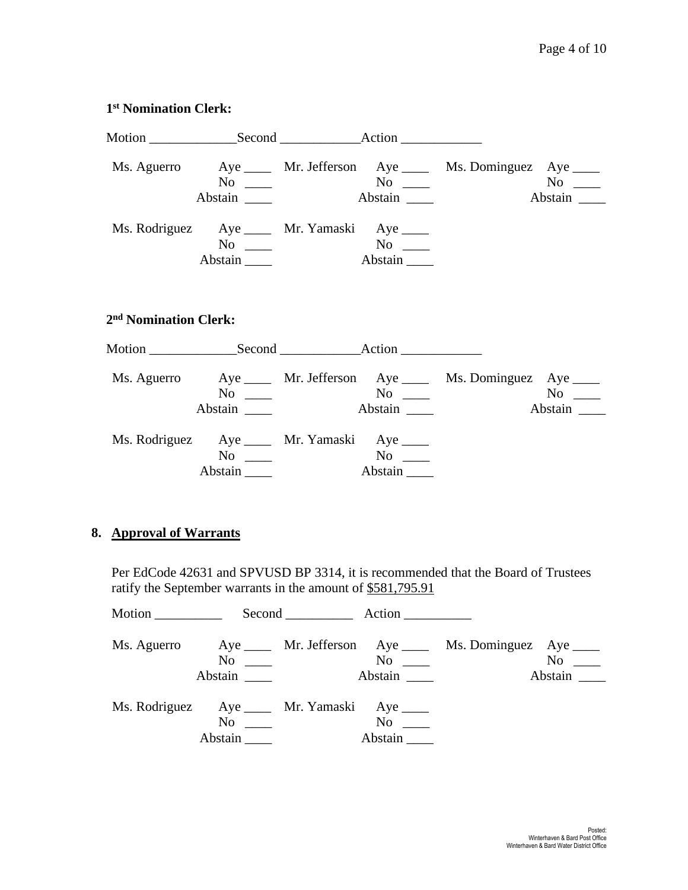**1st Nomination Clerk:**

Motion _____________Second ____________Action ____________

| | | | | | |
|---|---|---|---|---|---|
| Ms. Aguerro | Aye ____ No ____ Abstain ____ | Mr. Jefferson | Aye ____ No ____ Abstain ____ | Ms. Dominguez | Aye ____ No ____ Abstain ____ |
| Ms. Rodriguez | Aye ____ No ____ Abstain ____ | Mr. Yamaski | Aye ____ No ____ Abstain ____ | | |

**2nd Nomination Clerk:**

Motion _____________Second ____________Action ____________

| | | | | | |
|---|---|---|---|---|---|
| Ms. Aguerro | Aye ____ No ____ Abstain ____ | Mr. Jefferson | Aye ____ No ____ Abstain ____ | Ms. Dominguez | Aye ____ No ____ Abstain ____ |
| Ms. Rodriguez | Aye ____ No ____ Abstain ____ | Mr. Yamaski | Aye ____ No ____ Abstain ____ | | |

**8. Approval of Warrants**

Per EdCode 42631 and SPVUSD BP 3314, it is recommended that the Board of Trustees ratify the September warrants in the amount of $581,795.91

Motion __________ Second __________ Action __________

| | | | | | |
|---|---|---|---|---|---|
| Ms. Aguerro | Aye ____ No ____ Abstain ____ | Mr. Jefferson | Aye ____ No ____ Abstain ____ | Ms. Dominguez | Aye ____ No ____ Abstain ____ |
| Ms. Rodriguez | Aye ____ No ____ Abstain ____ | Mr. Yamaski | Aye ____ No ____ Abstain ____ | | |

Posted:
Winterhaven & Bard Post Office
Winterhaven & Bard Water District Office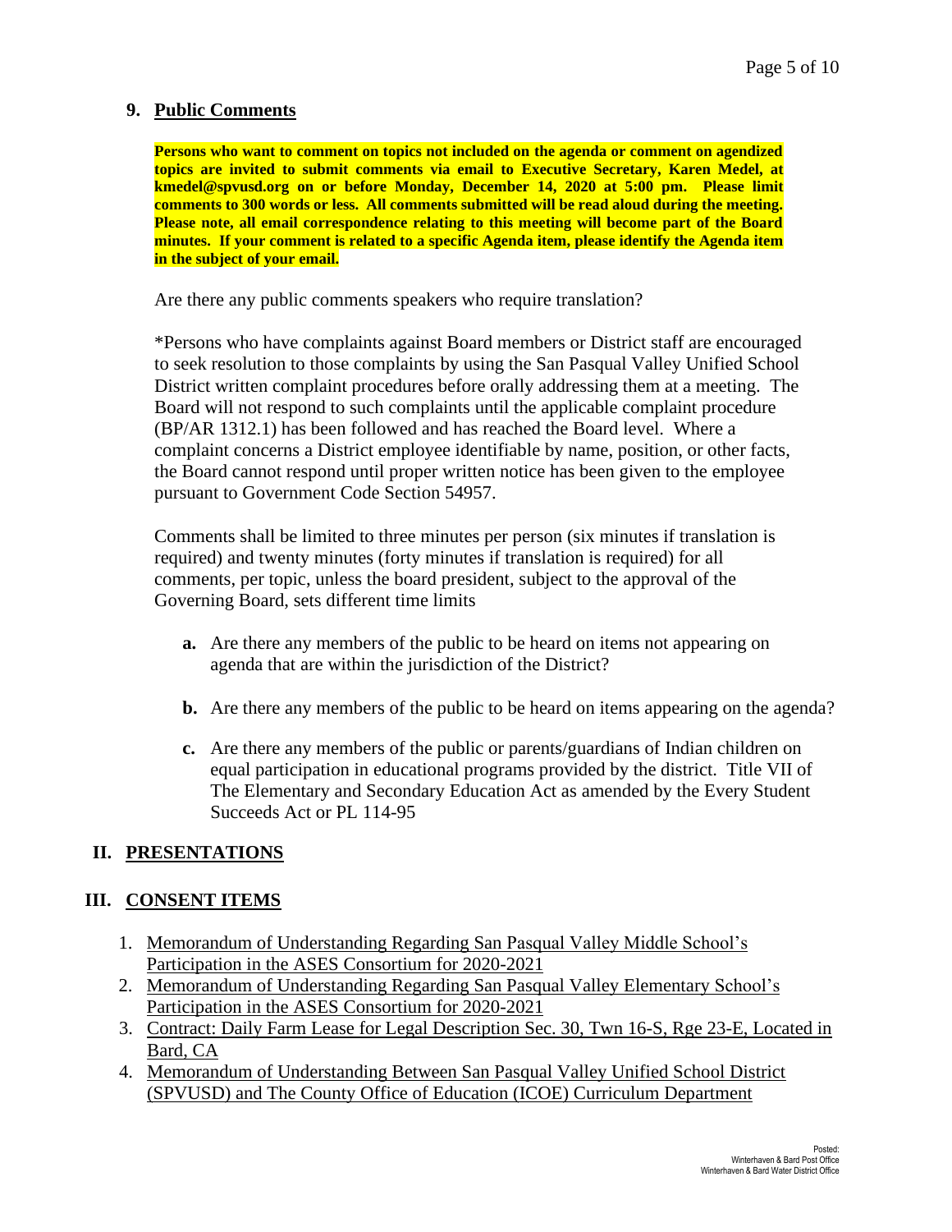### 9. Public Comments

**Persons who want to comment on topics not included on the agenda or comment on agendized topics are invited to submit comments via email to Executive Secretary, Karen Medel, at kmedel@spvusd.org on or before Monday, December 14, 2020 at 5:00 pm. Please limit comments to 300 words or less. All comments submitted will be read aloud during the meeting. Please note, all email correspondence relating to this meeting will become part of the Board minutes. If your comment is related to a specific Agenda item, please identify the Agenda item in the subject of your email.**

Are there any public comments speakers who require translation?

*Persons who have complaints against Board members or District staff are encouraged to seek resolution to those complaints by using the San Pasqual Valley Unified School District written complaint procedures before orally addressing them at a meeting. The Board will not respond to such complaints until the applicable complaint procedure (BP/AR 1312.1) has been followed and has reached the Board level. Where a complaint concerns a District employee identifiable by name, position, or other facts, the Board cannot respond until proper written notice has been given to the employee pursuant to Government Code Section 54957.

Comments shall be limited to three minutes per person (six minutes if translation is required) and twenty minutes (forty minutes if translation is required) for all comments, per topic, unless the board president, subject to the approval of the Governing Board, sets different time limits

**a.** Are there any members of the public to be heard on items not appearing on agenda that are within the jurisdiction of the District?

**b.** Are there any members of the public to be heard on items appearing on the agenda?

**c.** Are there any members of the public or parents/guardians of Indian children on equal participation in educational programs provided by the district. Title VII of The Elementary and Secondary Education Act as amended by the Every Student Succeeds Act or PL 114-95

## II. PRESENTATIONS

## III. CONSENT ITEMS

1. Memorandum of Understanding Regarding San Pasqual Valley Middle School's Participation in the ASES Consortium for 2020-2021
2. Memorandum of Understanding Regarding San Pasqual Valley Elementary School's Participation in the ASES Consortium for 2020-2021
3. Contract: Daily Farm Lease for Legal Description Sec. 30, Twn 16-S, Rge 23-E, Located in Bard, CA
4. Memorandum of Understanding Between San Pasqual Valley Unified School District (SPVUSD) and The County Office of Education (ICOE) Curriculum Department

Posted:
Winterhaven & Bard Post Office
Winterhaven & Bard Water District Office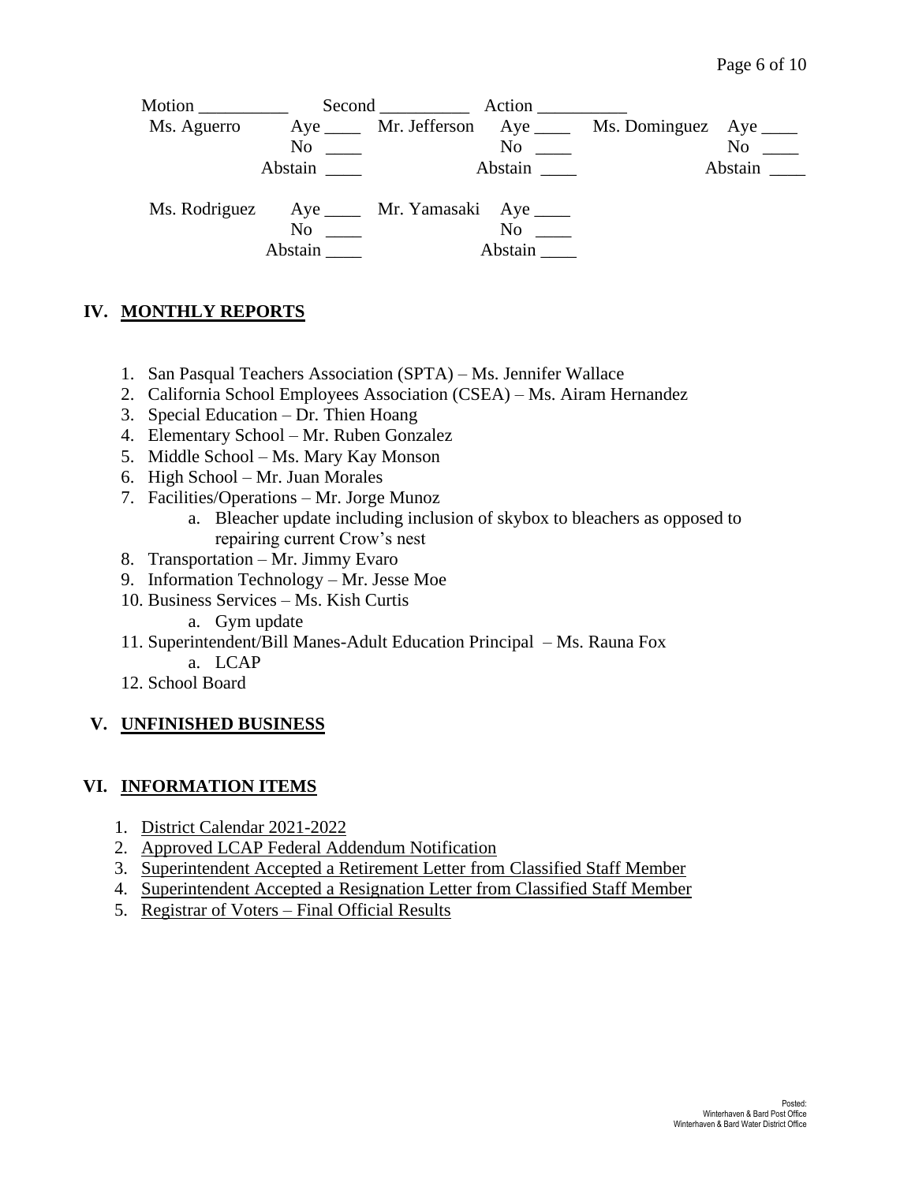| | | | | | |
|---|---|---|---|---|---|
| Motion __________ | Second __________ | Action __________ | | | |
| Ms. Aguerro | Aye ____<br>No ____<br>Abstain ____ | Mr. Jefferson | Aye ____<br>No ____<br>Abstain ____ | Ms. Dominguez | Aye ____<br>No ____<br>Abstain ____ |
| Ms. Rodriguez | Aye ____<br>No ____<br>Abstain ____ | Mr. Yamasaki | Aye ____<br>No ____<br>Abstain ____ | | |

## IV. MONTHLY REPORTS

1. San Pasqual Teachers Association (SPTA) – Ms. Jennifer Wallace
2. California School Employees Association (CSEA) – Ms. Airam Hernandez
3. Special Education – Dr. Thien Hoang
4. Elementary School – Mr. Ruben Gonzalez
5. Middle School – Ms. Mary Kay Monson
6. High School – Mr. Juan Morales
7. Facilities/Operations – Mr. Jorge Munoz
   a. Bleacher update including inclusion of skybox to bleachers as opposed to repairing current Crow's nest
8. Transportation – Mr. Jimmy Evaro
9. Information Technology – Mr. Jesse Moe
10. Business Services – Ms. Kish Curtis
    a. Gym update
11. Superintendent/Bill Manes-Adult Education Principal – Ms. Rauna Fox
    a. LCAP
12. School Board

## V. UNFINISHED BUSINESS

## VI. INFORMATION ITEMS

1. District Calendar 2021-2022
2. Approved LCAP Federal Addendum Notification
3. Superintendent Accepted a Retirement Letter from Classified Staff Member
4. Superintendent Accepted a Resignation Letter from Classified Staff Member
5. Registrar of Voters – Final Official Results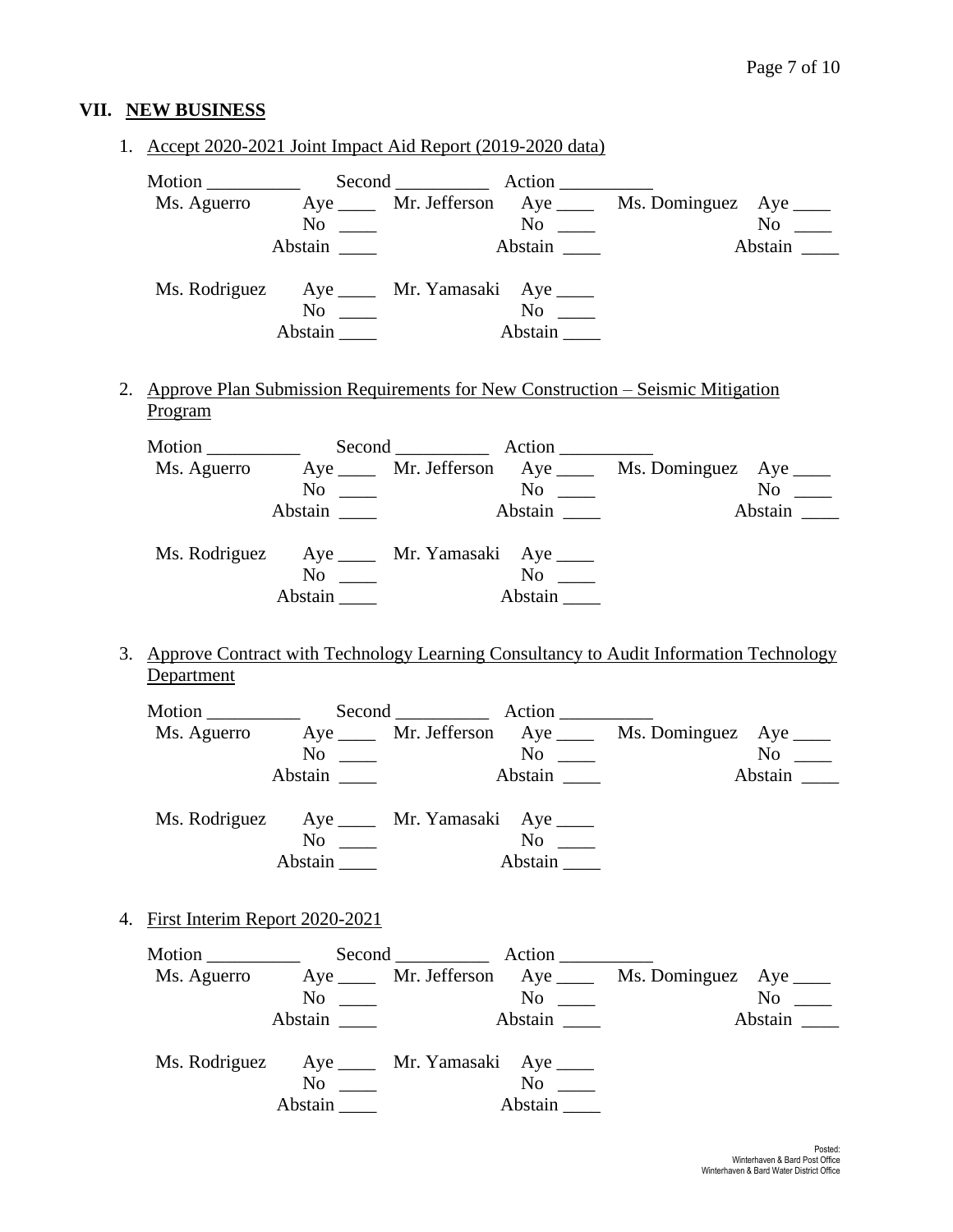## VII. NEW BUSINESS

1. Accept 2020-2021 Joint Impact Aid Report (2019-2020 data)

Motion __________ Second __________ Action __________

| | | | | | |
|---|---|---|---|---|---|
| Ms. Aguerro | Aye ____ | Mr. Jefferson | Aye ____ | Ms. Dominguez | Aye ____ |
| | No ____ | | No ____ | | No ____ |
| | Abstain ____ | | Abstain ____ | | Abstain ____ |
| Ms. Rodriguez | Aye ____ | Mr. Yamasaki | Aye ____ | | |
| | No ____ | | No ____ | | |
| | Abstain ____ | | Abstain ____ | | |

2. Approve Plan Submission Requirements for New Construction – Seismic Mitigation Program

Motion __________ Second __________ Action __________

| | | | | | |
|---|---|---|---|---|---|
| Ms. Aguerro | Aye ____ | Mr. Jefferson | Aye ____ | Ms. Dominguez | Aye ____ |
| | No ____ | | No ____ | | No ____ |
| | Abstain ____ | | Abstain ____ | | Abstain ____ |
| Ms. Rodriguez | Aye ____ | Mr. Yamasaki | Aye ____ | | |
| | No ____ | | No ____ | | |
| | Abstain ____ | | Abstain ____ | | |

3. Approve Contract with Technology Learning Consultancy to Audit Information Technology Department

Motion __________ Second __________ Action __________

| | | | | | |
|---|---|---|---|---|---|
| Ms. Aguerro | Aye ____ | Mr. Jefferson | Aye ____ | Ms. Dominguez | Aye ____ |
| | No ____ | | No ____ | | No ____ |
| | Abstain ____ | | Abstain ____ | | Abstain ____ |
| Ms. Rodriguez | Aye ____ | Mr. Yamasaki | Aye ____ | | |
| | No ____ | | No ____ | | |
| | Abstain ____ | | Abstain ____ | | |

4. First Interim Report 2020-2021

Motion __________ Second __________ Action __________

| | | | | | |
|---|---|---|---|---|---|
| Ms. Aguerro | Aye ____ | Mr. Jefferson | Aye ____ | Ms. Dominguez | Aye ____ |
| | No ____ | | No ____ | | No ____ |
| | Abstain ____ | | Abstain ____ | | Abstain ____ |
| Ms. Rodriguez | Aye ____ | Mr. Yamasaki | Aye ____ | | |
| | No ____ | | No ____ | | |
| | Abstain ____ | | Abstain ____ | | |

Posted:
Winterhaven & Bard Post Office
Winterhaven & Bard Water District Office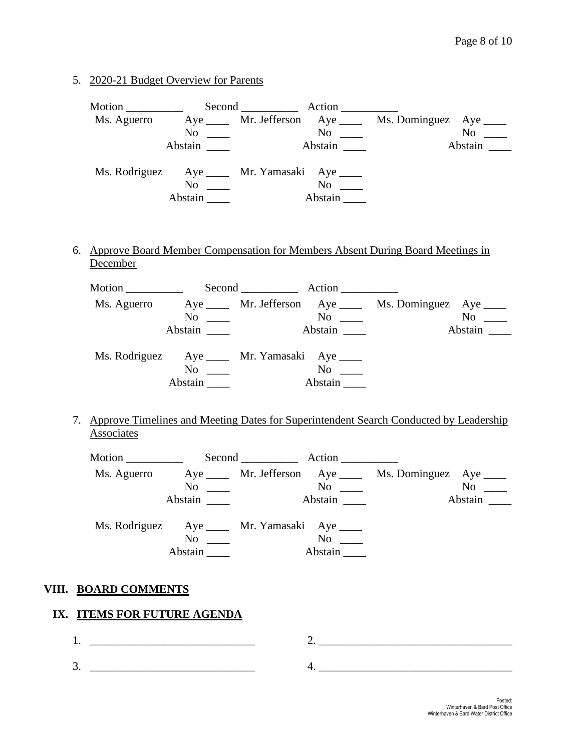5. 2020-21 Budget Overview for Parents

Motion __________ Second __________ Action __________

| | | | | | |
|---|---|---|---|---|---|
| Ms. Aguerro | Aye ____ | Mr. Jefferson | Aye ____ | Ms. Dominguez | Aye ____ |
| | No ____ | | No ____ | | No ____ |
| | Abstain ____ | | Abstain ____ | | Abstain ____ |
| Ms. Rodriguez | Aye ____ | Mr. Yamasaki | Aye ____ | | |
| | No ____ | | No ____ | | |
| | Abstain ____ | | Abstain ____ | | |

6. Approve Board Member Compensation for Members Absent During Board Meetings in December

Motion __________ Second __________ Action __________

| | | | | | |
|---|---|---|---|---|---|
| Ms. Aguerro | Aye ____ | Mr. Jefferson | Aye ____ | Ms. Dominguez | Aye ____ |
| | No ____ | | No ____ | | No ____ |
| | Abstain ____ | | Abstain ____ | | Abstain ____ |
| Ms. Rodriguez | Aye ____ | Mr. Yamasaki | Aye ____ | | |
| | No ____ | | No ____ | | |
| | Abstain ____ | | Abstain ____ | | |

7. Approve Timelines and Meeting Dates for Superintendent Search Conducted by Leadership Associates

Motion __________ Second __________ Action __________

| | | | | | |
|---|---|---|---|---|---|
| Ms. Aguerro | Aye ____ | Mr. Jefferson | Aye ____ | Ms. Dominguez | Aye ____ |
| | No ____ | | No ____ | | No ____ |
| | Abstain ____ | | Abstain ____ | | Abstain ____ |
| Ms. Rodriguez | Aye ____ | Mr. Yamasaki | Aye ____ | | |
| | No ____ | | No ____ | | |
| | Abstain ____ | | Abstain ____ | | |

## VIII. BOARD COMMENTS

## IX. ITEMS FOR FUTURE AGENDA

1. ____________________________ 2. ____________________________

3. ____________________________ 4. ____________________________

Posted:
Winterhaven & Bard Post Office
Winterhaven & Bard Water District Office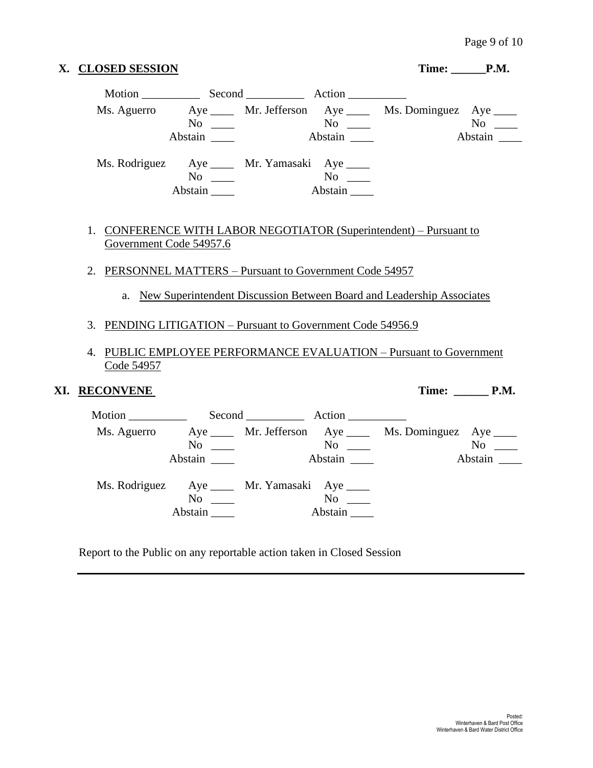**X. CLOSED SESSION** **Time: ______P.M.**

Motion __________ Second __________ Action __________

| | | | | | |
|---|---|---|---|---|---|
| Ms. Aguerro | Aye ____ | Mr. Jefferson | Aye ____ | Ms. Dominguez | Aye ____ |
| | No ____ | | No ____ | | No ____ |
| | Abstain ____ | | Abstain ____ | | Abstain ____ |
| Ms. Rodriguez | Aye ____ | Mr. Yamasaki | Aye ____ | | |
| | No ____ | | No ____ | | |
| | Abstain ____ | | Abstain ____ | | |

1. CONFERENCE WITH LABOR NEGOTIATOR (Superintendent) – Pursuant to Government Code 54957.6
2. PERSONNEL MATTERS – Pursuant to Government Code 54957
   a. New Superintendent Discussion Between Board and Leadership Associates
3. PENDING LITIGATION – Pursuant to Government Code 54956.9
4. PUBLIC EMPLOYEE PERFORMANCE EVALUATION – Pursuant to Government Code 54957

**XI. RECONVENE** **Time: ______ P.M.**

Motion __________ Second __________ Action __________

| | | | | | |
|---|---|---|---|---|---|
| Ms. Aguerro | Aye ____ | Mr. Jefferson | Aye ____ | Ms. Dominguez | Aye ____ |
| | No ____ | | No ____ | | No ____ |
| | Abstain ____ | | Abstain ____ | | Abstain ____ |
| Ms. Rodriguez | Aye ____ | Mr. Yamasaki | Aye ____ | | |
| | No ____ | | No ____ | | |
| | Abstain ____ | | Abstain ____ | | |

Report to the Public on any reportable action taken in Closed Session

Posted:
Winterhaven & Bard Post Office
Winterhaven & Bard Water District Office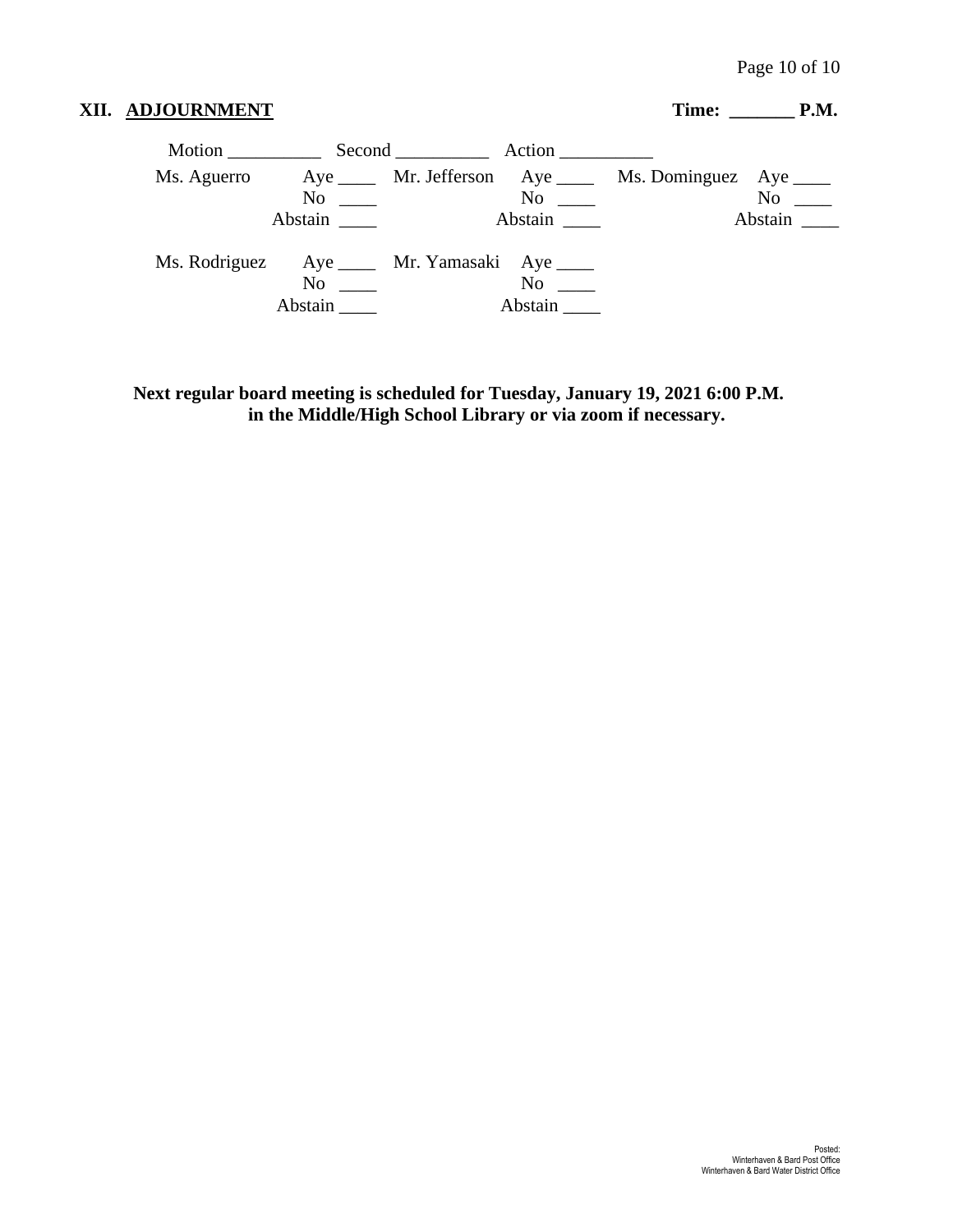## XII. ADJOURNMENT

**Time: _______ P.M.**

Motion __________ Second __________ Action __________

| | | | | | |
|---|---|---|---|---|---|
| Ms. Aguerro | Aye ____<br>No ____<br>Abstain ____ | Mr. Jefferson | Aye ____<br>No ____<br>Abstain ____ | Ms. Dominguez | Aye ____<br>No ____<br>Abstain ____ |
| Ms. Rodriguez | Aye ____<br>No ____<br>Abstain ____ | Mr. Yamasaki | Aye ____<br>No ____<br>Abstain ____ | | |

**Next regular board meeting is scheduled for Tuesday, January 19, 2021 6:00 P.M. in the Middle/High School Library or via zoom if necessary.**

Posted:
Winterhaven & Bard Post Office
Winterhaven & Bard Water District Office